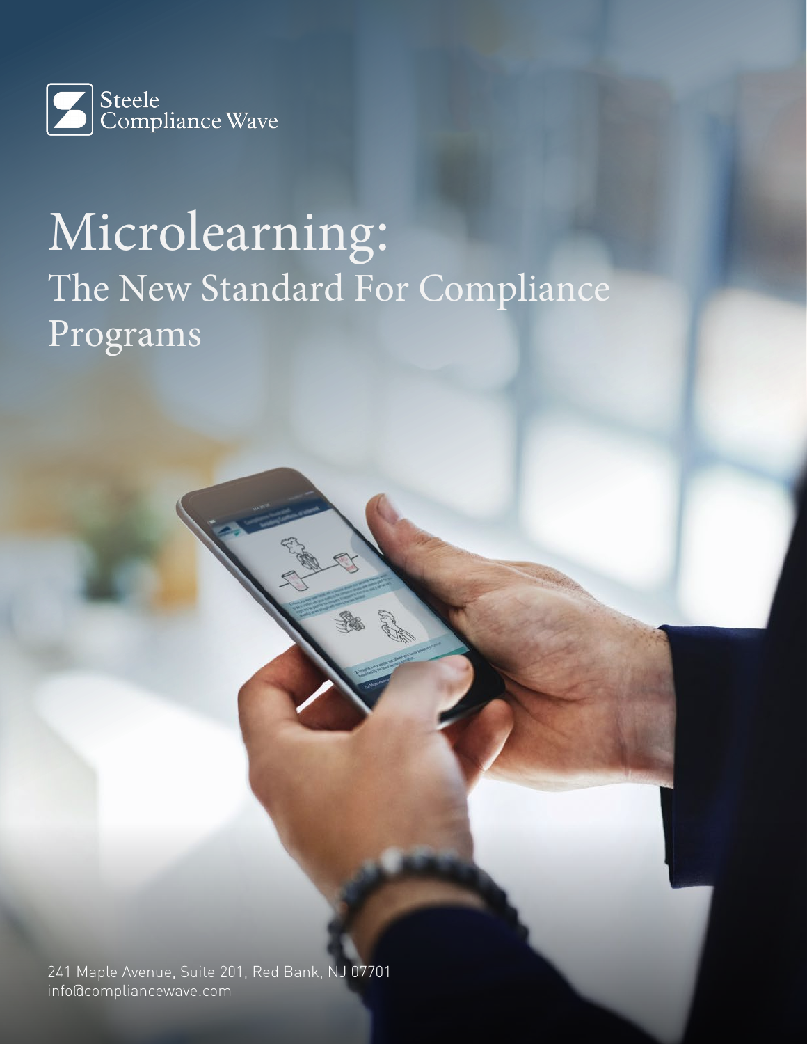Steele Compliance Wave

# Microlearning:
## The New Standard For Compliance Programs

241 Maple Avenue, Suite 201, Red Bank, NJ 07701
info@compliancewave.com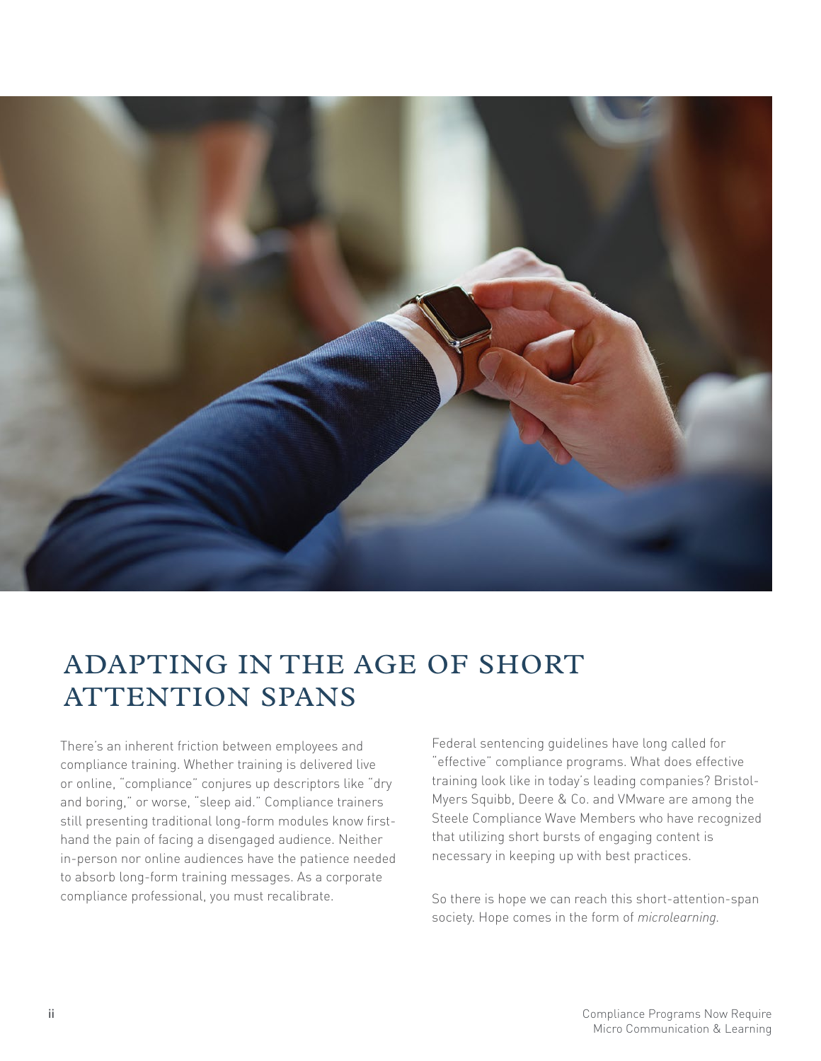# ADAPTING IN THE AGE OF SHORT ATTENTION SPANS

There's an inherent friction between employees and compliance training. Whether training is delivered live or online, "compliance" conjures up descriptors like "dry and boring," or worse, "sleep aid." Compliance trainers still presenting traditional long-form modules know first-hand the pain of facing a disengaged audience. Neither in-person nor online audiences have the patience needed to absorb long-form training messages. As a corporate compliance professional, you must recalibrate.

Federal sentencing guidelines have long called for "effective" compliance programs. What does effective training look like in today's leading companies? Bristol-Myers Squibb, Deere & Co. and VMware are among the Steele Compliance Wave Members who have recognized that utilizing short bursts of engaging content is necessary in keeping up with best practices.

So there is hope we can reach this short-attention-span society. Hope comes in the form of *microlearning*.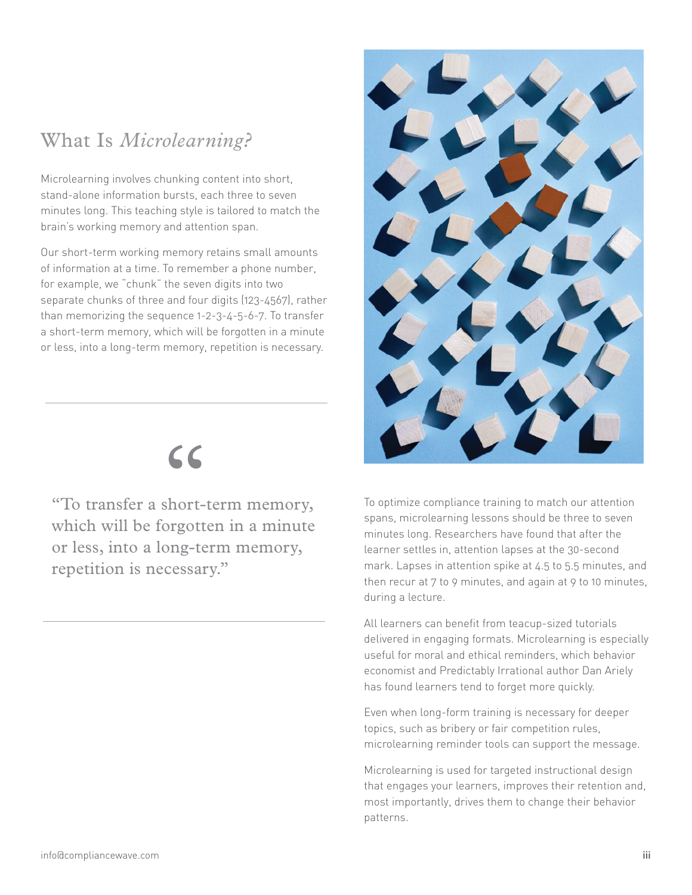## What Is *Microlearning?*

Microlearning involves chunking content into short, stand-alone information bursts, each three to seven minutes long. This teaching style is tailored to match the brain's working memory and attention span.

Our short-term working memory retains small amounts of information at a time. To remember a phone number, for example, we "chunk" the seven digits into two separate chunks of three and four digits (123-4567), rather than memorizing the sequence 1-2-3-4-5-6-7. To transfer a short-term memory, which will be forgotten in a minute or less, into a long-term memory, repetition is necessary.

> "To transfer a short-term memory, which will be forgotten in a minute or less, into a long-term memory, repetition is necessary."

To optimize compliance training to match our attention spans, microlearning lessons should be three to seven minutes long. Researchers have found that after the learner settles in, attention lapses at the 30-second mark. Lapses in attention spike at 4.5 to 5.5 minutes, and then recur at 7 to 9 minutes, and again at 9 to 10 minutes, during a lecture.

All learners can benefit from teacup-sized tutorials delivered in engaging formats. Microlearning is especially useful for moral and ethical reminders, which behavior economist and Predictably Irrational author Dan Ariely has found learners tend to forget more quickly.

Even when long-form training is necessary for deeper topics, such as bribery or fair competition rules, microlearning reminder tools can support the message.

Microlearning is used for targeted instructional design that engages your learners, improves their retention and, most importantly, drives them to change their behavior patterns.

info@compliancewave.com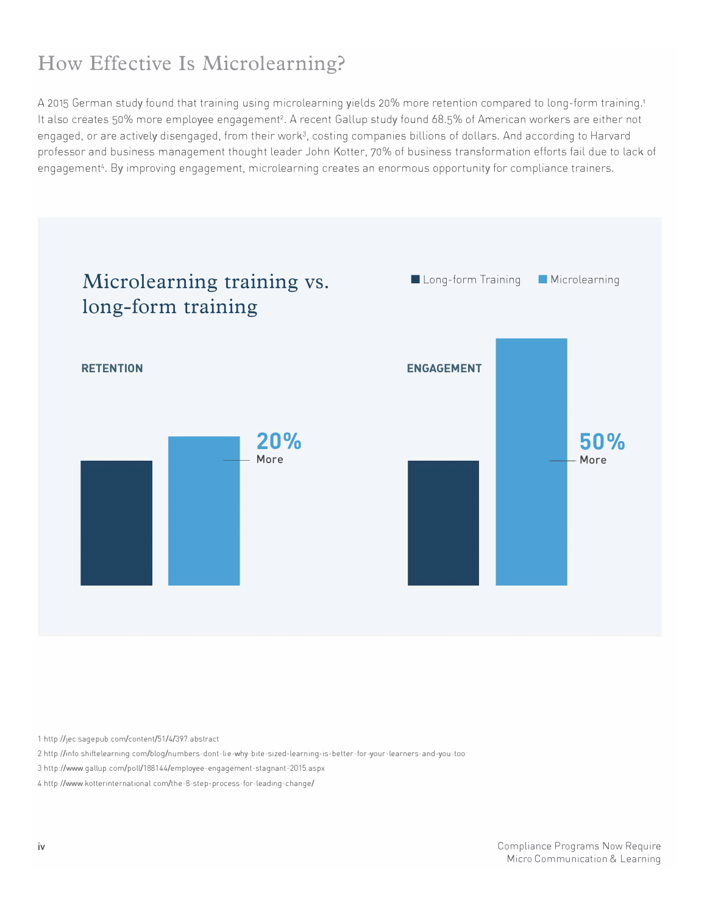# How Effective Is Microlearning?

A 2015 German study found that training using microlearning yields 20% more retention compared to long-form training.[1] It also creates 50% more employee engagement[2]. A recent Gallup study found 68.5% of American workers are either not engaged, or are actively disengaged, from their work[3], costing companies billions of dollars. And according to Harvard professor and business management thought leader John Kotter, 70% of business transformation efforts fail due to lack of engagement[4]. By improving engagement, microlearning creates an enormous opportunity for compliance trainers.

## Microlearning training vs. long-form training

■ Long-form Training ■ Microlearning

**RETENTION**

**20%** More

**ENGAGEMENT**

**50%** More

1 http://jec.sagepub.com/content/51/4/397.abstract

2 http://info.shiftelearning.com/blog/numbers-dont-lie-why-bite-sized-learning-is-better-for-your-learners-and-you-too

3 http://www.gallup.com/poll/188144/employee-engagement-stagnant-2015.aspx

4 http://www.kotterinternational.com/the-8-step-process-for-leading-change/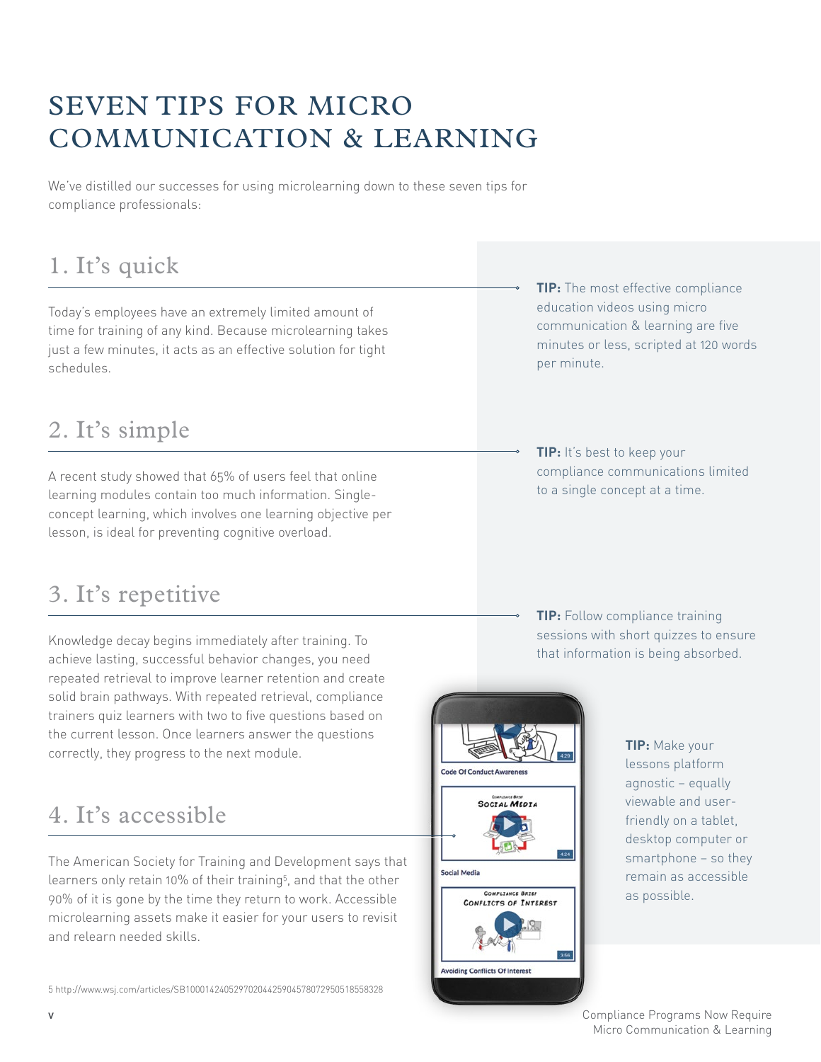# SEVEN TIPS FOR MICRO COMMUNICATION & LEARNING

We've distilled our successes for using microlearning down to these seven tips for compliance professionals:

## 1. It's quick

Today's employees have an extremely limited amount of time for training of any kind. Because microlearning takes just a few minutes, it acts as an effective solution for tight schedules.

**TIP:** The most effective compliance education videos using micro communication & learning are five minutes or less, scripted at 120 words per minute.

## 2. It's simple

A recent study showed that 65% of users feel that online learning modules contain too much information. Single-concept learning, which involves one learning objective per lesson, is ideal for preventing cognitive overload.

**TIP:** It's best to keep your compliance communications limited to a single concept at a time.

## 3. It's repetitive

Knowledge decay begins immediately after training. To achieve lasting, successful behavior changes, you need repeated retrieval to improve learner retention and create solid brain pathways. With repeated retrieval, compliance trainers quiz learners with two to five questions based on the current lesson. Once learners answer the questions correctly, they progress to the next module.

**TIP:** Follow compliance training sessions with short quizzes to ensure that information is being absorbed.

## 4. It's accessible

The American Society for Training and Development says that learners only retain 10% of their training[5], and that the other 90% of it is gone by the time they return to work. Accessible microlearning assets make it easier for your users to revisit and relearn needed skills.

**TIP:** Make your lessons platform agnostic – equally viewable and user-friendly on a tablet, desktop computer or smartphone – so they remain as accessible as possible.

5 http://www.wsj.com/articles/SB10001424052970204425904578072950518558328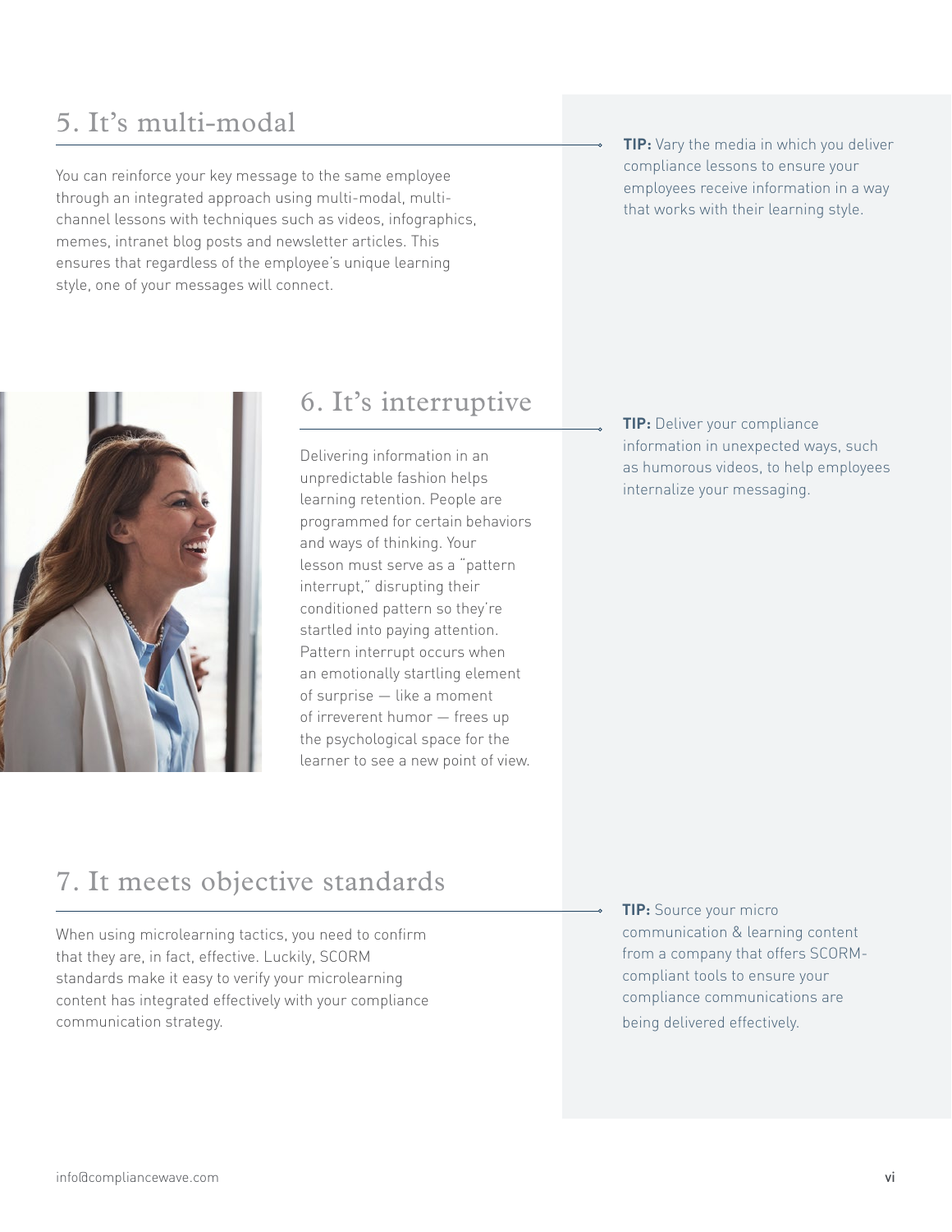## 5. It's multi-modal

You can reinforce your key message to the same employee through an integrated approach using multi-modal, multi-channel lessons with techniques such as videos, infographics, memes, intranet blog posts and newsletter articles. This ensures that regardless of the employee's unique learning style, one of your messages will connect.

**TIP:** Vary the media in which you deliver compliance lessons to ensure your employees receive information in a way that works with their learning style.

## 6. It's interruptive

Delivering information in an unpredictable fashion helps learning retention. People are programmed for certain behaviors and ways of thinking. Your lesson must serve as a "pattern interrupt," disrupting their conditioned pattern so they're startled into paying attention. Pattern interrupt occurs when an emotionally startling element of surprise — like a moment of irreverent humor — frees up the psychological space for the learner to see a new point of view.

**TIP:** Deliver your compliance information in unexpected ways, such as humorous videos, to help employees internalize your messaging.

## 7. It meets objective standards

When using microlearning tactics, you need to confirm that they are, in fact, effective. Luckily, SCORM standards make it easy to verify your microlearning content has integrated effectively with your compliance communication strategy.

**TIP:** Source your micro communication & learning content from a company that offers SCORM-compliant tools to ensure your compliance communications are being delivered effectively.

info@compliancewave.com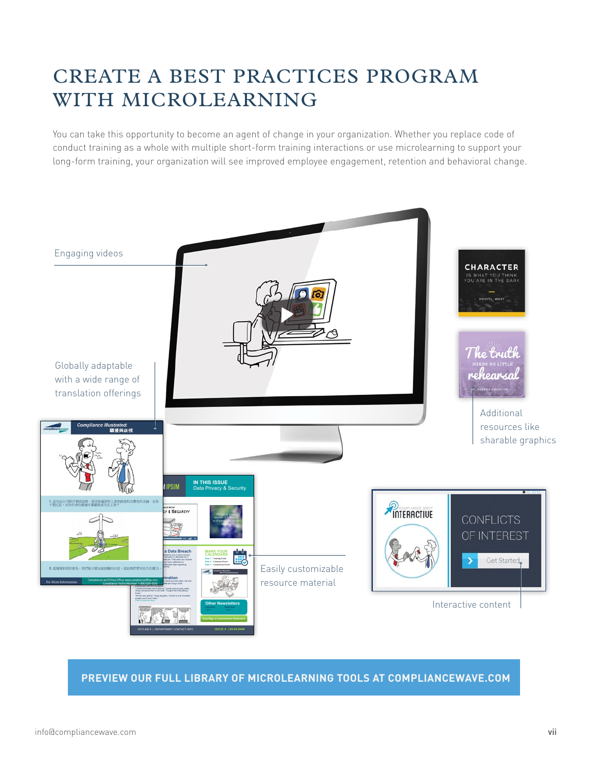# CREATE A BEST PRACTICES PROGRAM WITH MICROLEARNING

You can take this opportunity to become an agent of change in your organization. Whether you replace code of conduct training as a whole with multiple short-form training interactions or use microlearning to support your long-form training, your organization will see improved employee engagement, retention and behavioral change.

Engaging videos

Globally adaptable with a wide range of translation offerings

Additional resources like sharable graphics

Easily customizable resource material

Interactive content

**PREVIEW OUR FULL LIBRARY OF MICROLEARNING TOOLS AT COMPLIANCEWAVE.COM**

info@compliancewave.com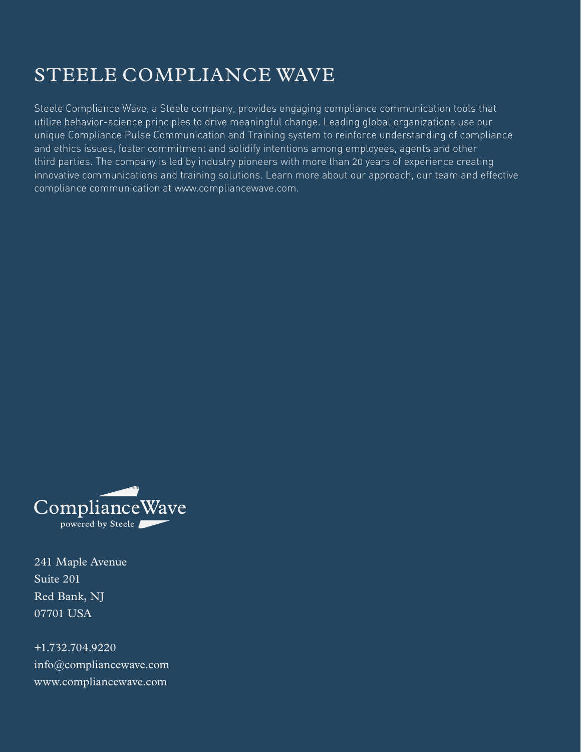# STEELE COMPLIANCE WAVE

Steele Compliance Wave, a Steele company, provides engaging compliance communication tools that utilize behavior-science principles to drive meaningful change. Leading global organizations use our unique Compliance Pulse Communication and Training system to reinforce understanding of compliance and ethics issues, foster commitment and solidify intentions among employees, agents and other third parties. The company is led by industry pioneers with more than 20 years of experience creating innovative communications and training solutions. Learn more about our approach, our team and effective compliance communication at www.compliancewave.com.

ComplianceWave
powered by Steele

241 Maple Avenue
Suite 201
Red Bank, NJ
07701 USA

+1.732.704.9220
info@compliancewave.com
www.compliancewave.com